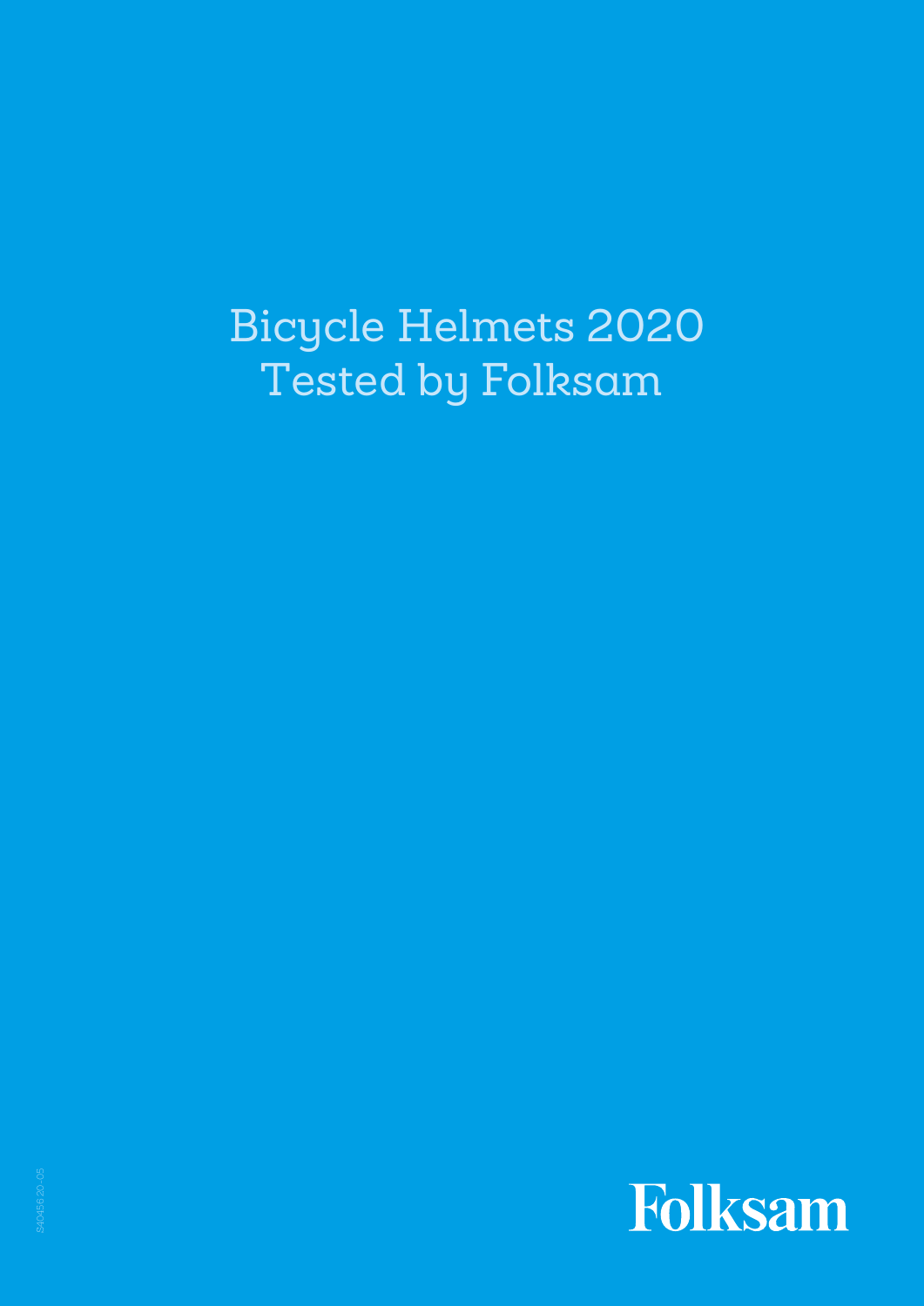# Bicycle Helmets 2020
# Tested by Folksam

S40456 20-05

Folksam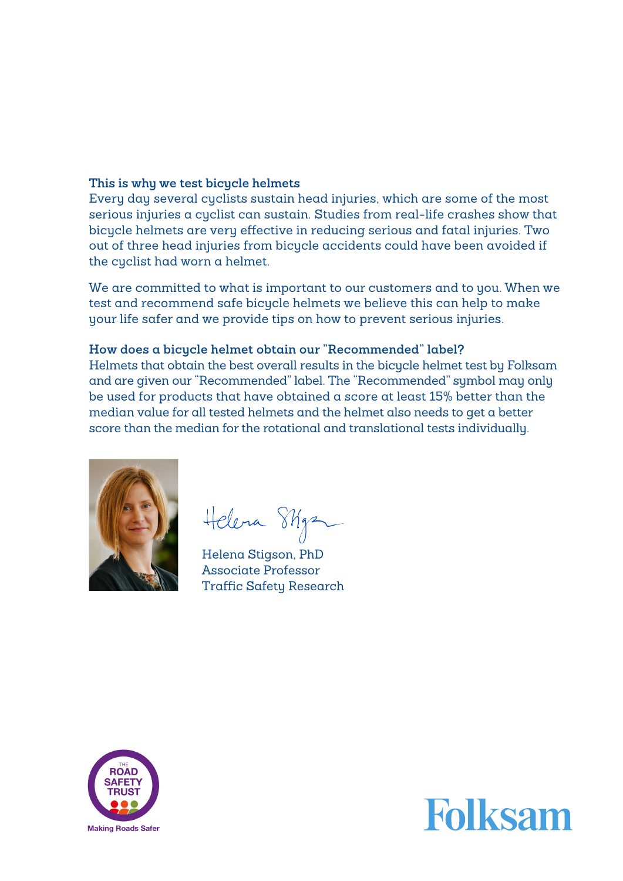### This is why we test bicycle helmets

Every day several cyclists sustain head injuries, which are some of the most serious injuries a cyclist can sustain. Studies from real-life crashes show that bicycle helmets are very effective in reducing serious and fatal injuries. Two out of three head injuries from bicycle accidents could have been avoided if the cyclist had worn a helmet.

We are committed to what is important to our customers and to you. When we test and recommend safe bicycle helmets we believe this can help to make your life safer and we provide tips on how to prevent serious injuries.

### How does a bicycle helmet obtain our "Recommended" label?

Helmets that obtain the best overall results in the bicycle helmet test by Folksam and are given our "Recommended" label. The "Recommended" symbol may only be used for products that have obtained a score at least 15% better than the median value for all tested helmets and the helmet also needs to get a better score than the median for the rotational and translational tests individually.

Helena Stigson, PhD
Associate Professor
Traffic Safety Research

THE ROAD SAFETY TRUST
Making Roads Safer

Folksam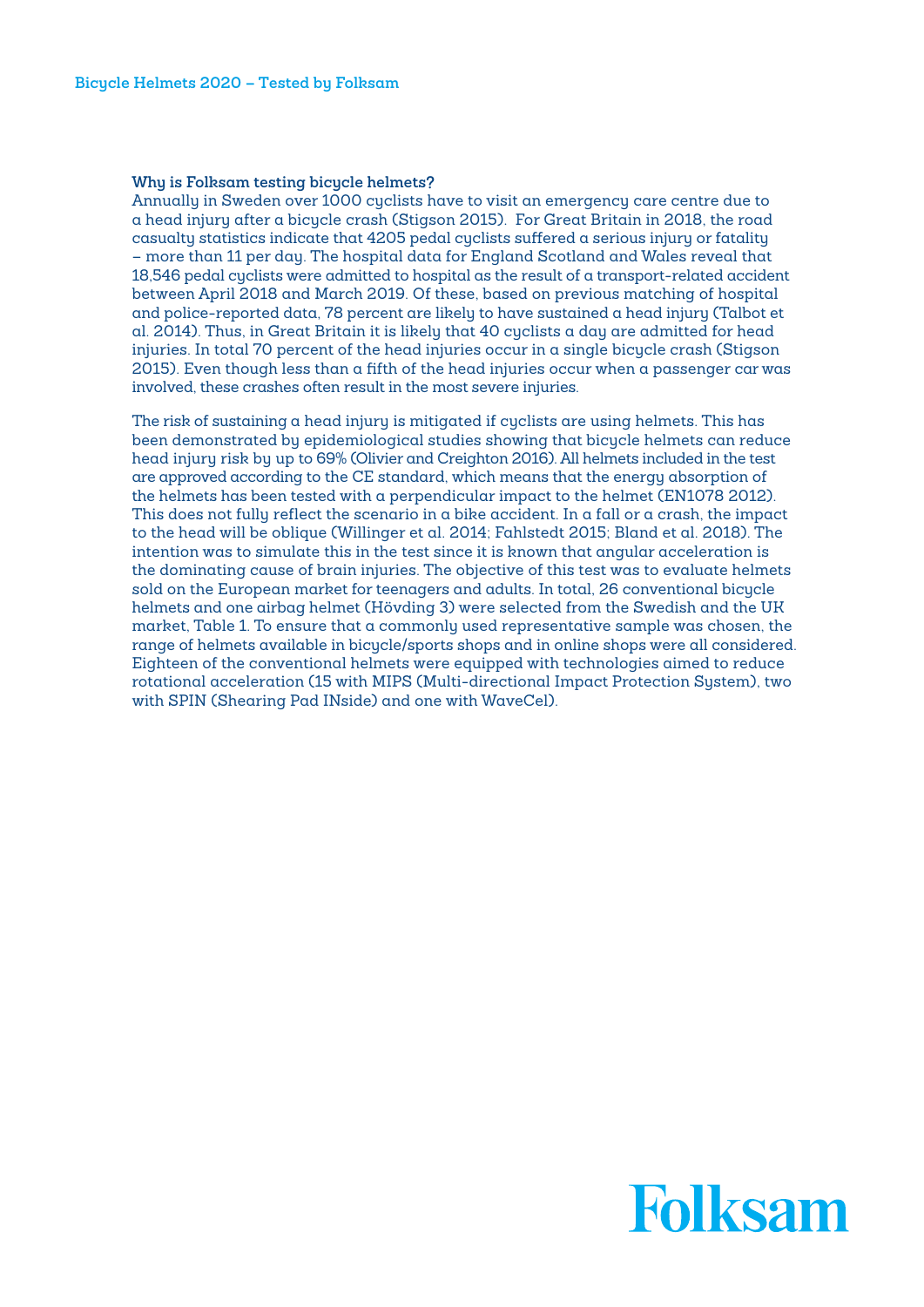**Why is Folksam testing bicycle helmets?**

Annually in Sweden over 1000 cyclists have to visit an emergency care centre due to a head injury after a bicycle crash (Stigson 2015). For Great Britain in 2018, the road casualty statistics indicate that 4205 pedal cyclists suffered a serious injury or fatality – more than 11 per day. The hospital data for England Scotland and Wales reveal that 18,546 pedal cyclists were admitted to hospital as the result of a transport-related accident between April 2018 and March 2019. Of these, based on previous matching of hospital and police-reported data, 78 percent are likely to have sustained a head injury (Talbot et al. 2014). Thus, in Great Britain it is likely that 40 cyclists a day are admitted for head injuries. In total 70 percent of the head injuries occur in a single bicycle crash (Stigson 2015). Even though less than a fifth of the head injuries occur when a passenger car was involved, these crashes often result in the most severe injuries.

The risk of sustaining a head injury is mitigated if cyclists are using helmets. This has been demonstrated by epidemiological studies showing that bicycle helmets can reduce head injury risk by up to 69% (Olivier and Creighton 2016). All helmets included in the test are approved according to the CE standard, which means that the energy absorption of the helmets has been tested with a perpendicular impact to the helmet (EN1078 2012). This does not fully reflect the scenario in a bike accident. In a fall or a crash, the impact to the head will be oblique (Willinger et al. 2014; Fahlstedt 2015; Bland et al. 2018). The intention was to simulate this in the test since it is known that angular acceleration is the dominating cause of brain injuries. The objective of this test was to evaluate helmets sold on the European market for teenagers and adults. In total, 26 conventional bicycle helmets and one airbag helmet (Hövding 3) were selected from the Swedish and the UK market, Table 1. To ensure that a commonly used representative sample was chosen, the range of helmets available in bicycle/sports shops and in online shops were all considered. Eighteen of the conventional helmets were equipped with technologies aimed to reduce rotational acceleration (15 with MIPS (Multi-directional Impact Protection System), two with SPIN (Shearing Pad INside) and one with WaveCel).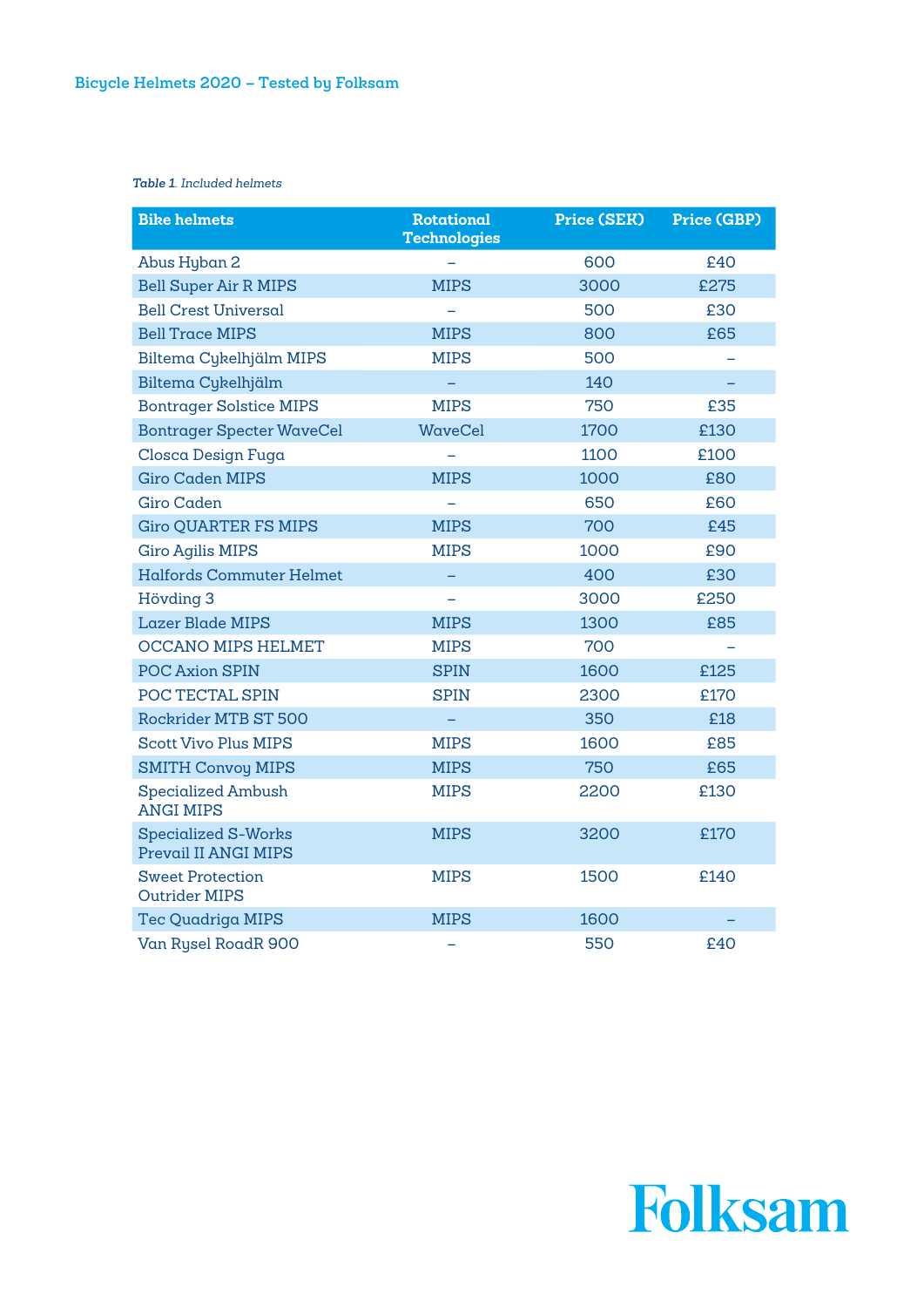*Table 1. Included helmets*

| Bike helmets | Rotational Technologies | Price (SEK) | Price (GBP) |
|---|---|---|---|
| Abus Hyban 2 | – | 600 | £40 |
| Bell Super Air R MIPS | MIPS | 3000 | £275 |
| Bell Crest Universal | – | 500 | £30 |
| Bell Trace MIPS | MIPS | 800 | £65 |
| Biltema Cykelhjälm MIPS | MIPS | 500 | – |
| Biltema Cykelhjälm | – | 140 | – |
| Bontrager Solstice MIPS | MIPS | 750 | £35 |
| Bontrager Specter WaveCel | WaveCel | 1700 | £130 |
| Closca Design Fuga | – | 1100 | £100 |
| Giro Caden MIPS | MIPS | 1000 | £80 |
| Giro Caden | – | 650 | £60 |
| Giro QUARTER FS MIPS | MIPS | 700 | £45 |
| Giro Agilis MIPS | MIPS | 1000 | £90 |
| Halfords Commuter Helmet | – | 400 | £30 |
| Hövding 3 | – | 3000 | £250 |
| Lazer Blade MIPS | MIPS | 1300 | £85 |
| OCCANO MIPS HELMET | MIPS | 700 | – |
| POC Axion SPIN | SPIN | 1600 | £125 |
| POC TECTAL SPIN | SPIN | 2300 | £170 |
| Rockrider MTB ST 500 | – | 350 | £18 |
| Scott Vivo Plus MIPS | MIPS | 1600 | £85 |
| SMITH Convoy MIPS | MIPS | 750 | £65 |
| Specialized Ambush ANGI MIPS | MIPS | 2200 | £130 |
| Specialized S-Works Prevail II ANGI MIPS | MIPS | 3200 | £170 |
| Sweet Protection Outrider MIPS | MIPS | 1500 | £140 |
| Tec Quadriga MIPS | MIPS | 1600 | – |
| Van Rysel RoadR 900 | – | 550 | £40 |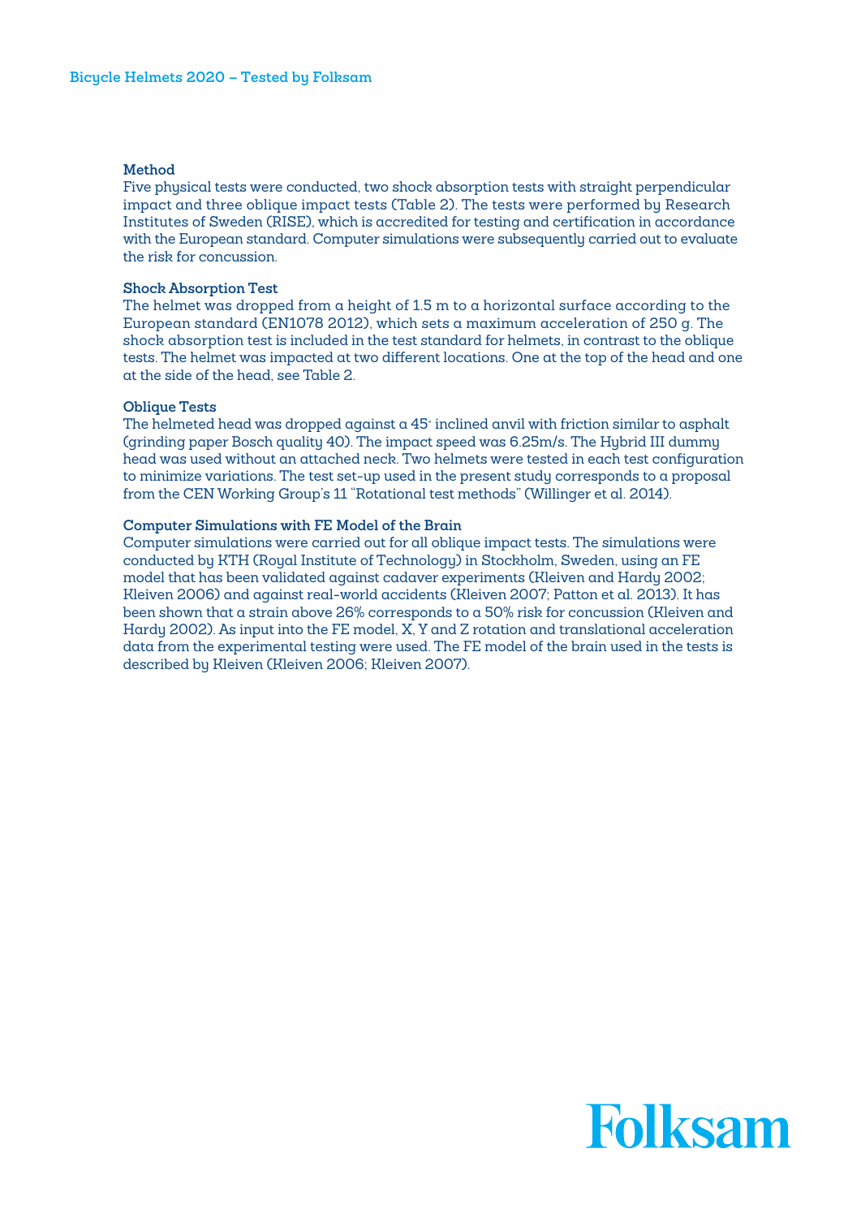### Method

Five physical tests were conducted, two shock absorption tests with straight perpendicular impact and three oblique impact tests (Table 2). The tests were performed by Research Institutes of Sweden (RISE), which is accredited for testing and certification in accordance with the European standard. Computer simulations were subsequently carried out to evaluate the risk for concussion.

### Shock Absorption Test

The helmet was dropped from a height of 1.5 m to a horizontal surface according to the European standard (EN1078 2012), which sets a maximum acceleration of 250 g. The shock absorption test is included in the test standard for helmets, in contrast to the oblique tests. The helmet was impacted at two different locations. One at the top of the head and one at the side of the head, see Table 2.

### Oblique Tests

The helmeted head was dropped against a 45° inclined anvil with friction similar to asphalt (grinding paper Bosch quality 40). The impact speed was 6.25m/s. The Hybrid III dummy head was used without an attached neck. Two helmets were tested in each test configuration to minimize variations. The test set-up used in the present study corresponds to a proposal from the CEN Working Group's 11 "Rotational test methods" (Willinger et al. 2014).

### Computer Simulations with FE Model of the Brain

Computer simulations were carried out for all oblique impact tests. The simulations were conducted by KTH (Royal Institute of Technology) in Stockholm, Sweden, using an FE model that has been validated against cadaver experiments (Kleiven and Hardy 2002; Kleiven 2006) and against real-world accidents (Kleiven 2007; Patton et al. 2013). It has been shown that a strain above 26% corresponds to a 50% risk for concussion (Kleiven and Hardy 2002). As input into the FE model, X, Y and Z rotation and translational acceleration data from the experimental testing were used. The FE model of the brain used in the tests is described by Kleiven (Kleiven 2006; Kleiven 2007).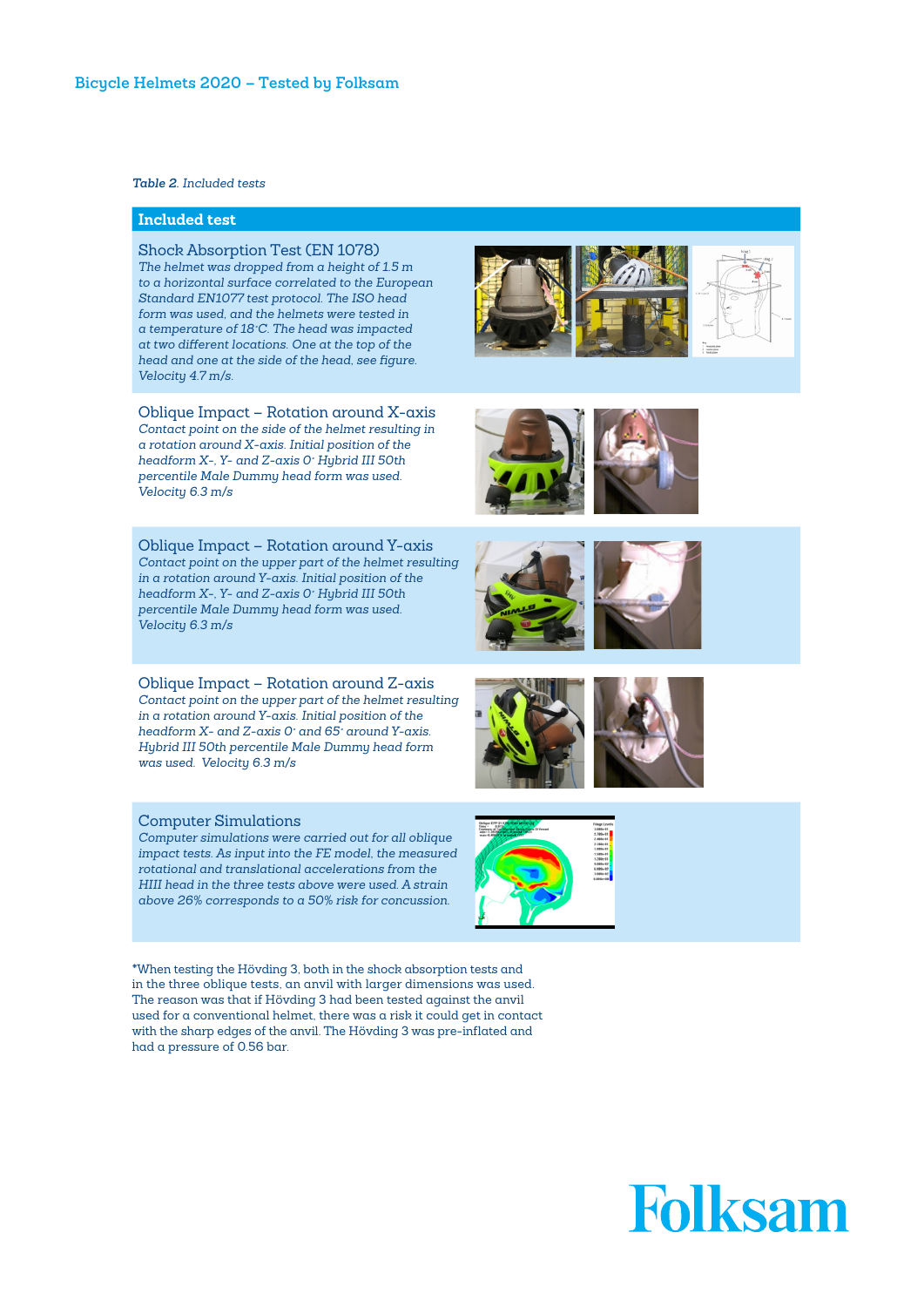*Table 2. Included tests*

## Included test

### Shock Absorption Test (EN 1078)

*The helmet was dropped from a height of 1.5 m to a horizontal surface correlated to the European Standard EN1077 test protocol. The ISO head form was used, and the helmets were tested in a temperature of 18°C. The head was impacted at two different locations. One at the top of the head and one at the side of the head, see figure. Velocity 4.7 m/s.*

### Oblique Impact – Rotation around X-axis

*Contact point on the side of the helmet resulting in a rotation around X-axis. Initial position of the headform X-, Y- and Z-axis 0° Hybrid III 50th percentile Male Dummy head form was used. Velocity 6.3 m/s*

### Oblique Impact – Rotation around Y-axis

*Contact point on the upper part of the helmet resulting in a rotation around Y-axis. Initial position of the headform X-, Y- and Z-axis 0° Hybrid III 50th percentile Male Dummy head form was used. Velocity 6.3 m/s*

### Oblique Impact – Rotation around Z-axis

*Contact point on the upper part of the helmet resulting in a rotation around Y-axis. Initial position of the headform X- and Z-axis 0° and 65° around Y-axis. Hybrid III 50th percentile Male Dummy head form was used. Velocity 6.3 m/s*

### Computer Simulations

*Computer simulations were carried out for all oblique impact tests. As input into the FE model, the measured rotational and translational accelerations from the HIII head in the three tests above were used. A strain above 26% corresponds to a 50% risk for concussion.*

*When testing the Hövding 3, both in the shock absorption tests and in the three oblique tests, an anvil with larger dimensions was used. The reason was that if Hövding 3 had been tested against the anvil used for a conventional helmet, there was a risk it could get in contact with the sharp edges of the anvil. The Hövding 3 was pre-inflated and had a pressure of 0.56 bar.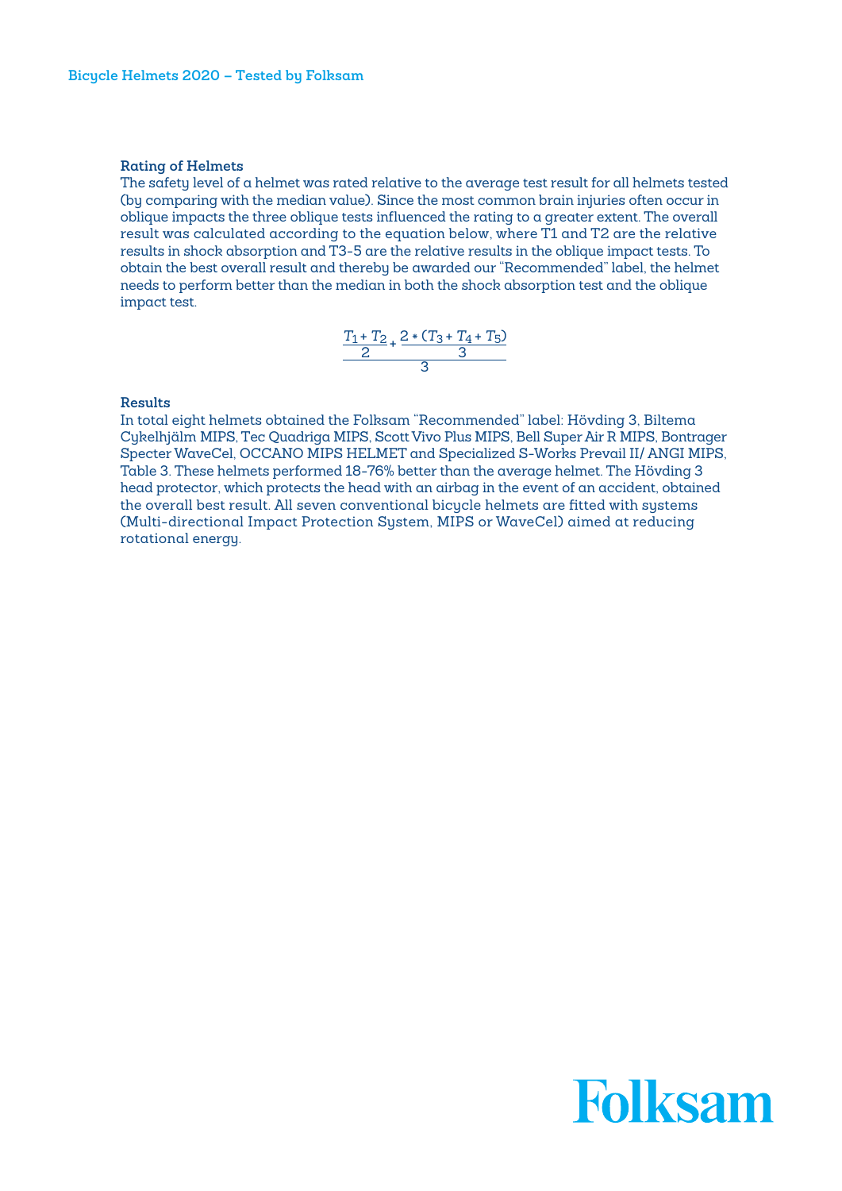### Rating of Helmets

The safety level of a helmet was rated relative to the average test result for all helmets tested (by comparing with the median value). Since the most common brain injuries often occur in oblique impacts the three oblique tests influenced the rating to a greater extent. The overall result was calculated according to the equation below, where T1 and T2 are the relative results in shock absorption and T3-5 are the relative results in the oblique impact tests. To obtain the best overall result and thereby be awarded our "Recommended" label, the helmet needs to perform better than the median in both the shock absorption test and the oblique impact test.

$$\frac{\frac{T_1 + T_2}{2} + \frac{2 * (T_3 + T_4 + T_5)}{3}}{3}$$

### Results

In total eight helmets obtained the Folksam "Recommended" label: Hövding 3, Biltema Cykelhjälm MIPS, Tec Quadriga MIPS, Scott Vivo Plus MIPS, Bell Super Air R MIPS, Bontrager Specter WaveCel, OCCANO MIPS HELMET and Specialized S-Works Prevail II/ ANGI MIPS, Table 3. These helmets performed 18-76% better than the average helmet. The Hövding 3 head protector, which protects the head with an airbag in the event of an accident, obtained the overall best result. All seven conventional bicycle helmets are fitted with systems (Multi-directional Impact Protection System, MIPS or WaveCel) aimed at reducing rotational energy.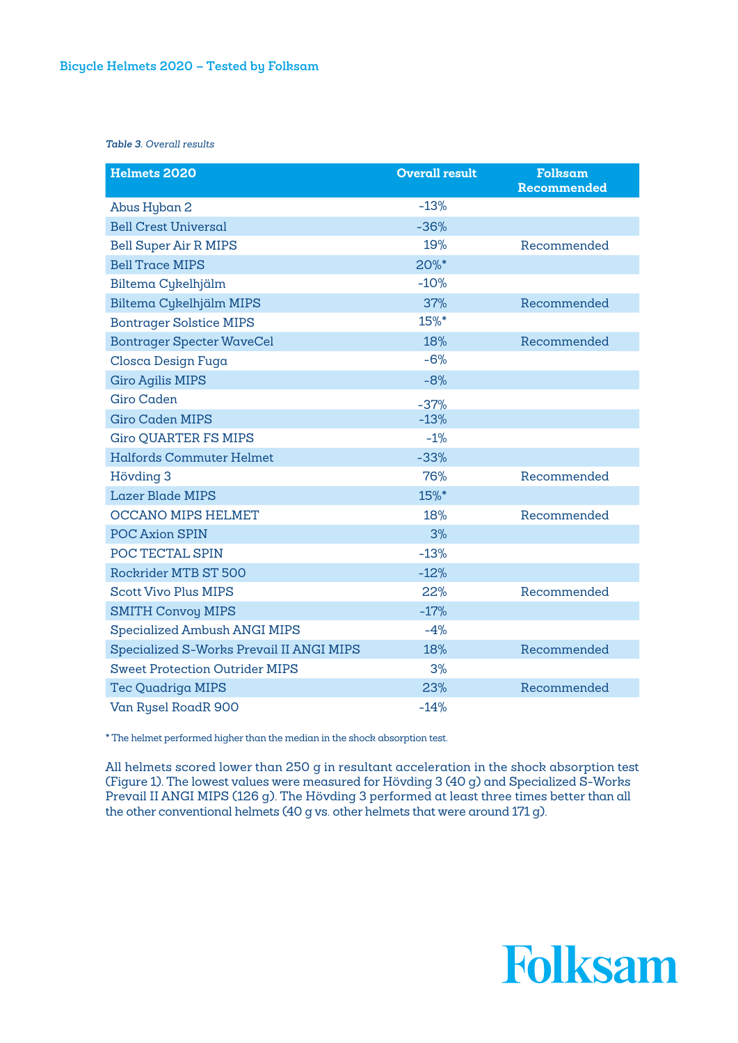*Table 3. Overall results*

| Helmets 2020 | Overall result | Folksam Recommended |
|---|---|---|
| Abus Hyban 2 | -13% | |
| Bell Crest Universal | -36% | |
| Bell Super Air R MIPS | 19% | Recommended |
| Bell Trace MIPS | 20%* | |
| Biltema Cykelhjälm | -10% | |
| Biltema Cykelhjälm MIPS | 37% | Recommended |
| Bontrager Solstice MIPS | 15%* | |
| Bontrager Specter WaveCel | 18% | Recommended |
| Closca Design Fuga | -6% | |
| Giro Agilis MIPS | -8% | |
| Giro Caden | -37% | |
| Giro Caden MIPS | -13% | |
| Giro QUARTER FS MIPS | -1% | |
| Halfords Commuter Helmet | -33% | |
| Hövding 3 | 76% | Recommended |
| Lazer Blade MIPS | 15%* | |
| OCCANO MIPS HELMET | 18% | Recommended |
| POC Axion SPIN | 3% | |
| POC TECTAL SPIN | -13% | |
| Rockrider MTB ST 500 | -12% | |
| Scott Vivo Plus MIPS | 22% | Recommended |
| SMITH Convoy MIPS | -17% | |
| Specialized Ambush ANGI MIPS | -4% | |
| Specialized S-Works Prevail II ANGI MIPS | 18% | Recommended |
| Sweet Protection Outrider MIPS | 3% | |
| Tec Quadriga MIPS | 23% | Recommended |
| Van Rysel RoadR 900 | -14% | |

* The helmet performed higher than the median in the shock absorption test.

All helmets scored lower than 250 g in resultant acceleration in the shock absorption test (Figure 1). The lowest values were measured for Hövding 3 (40 g) and Specialized S-Works Prevail II ANGI MIPS (126 g). The Hövding 3 performed at least three times better than all the other conventional helmets (40 g vs. other helmets that were around 171 g).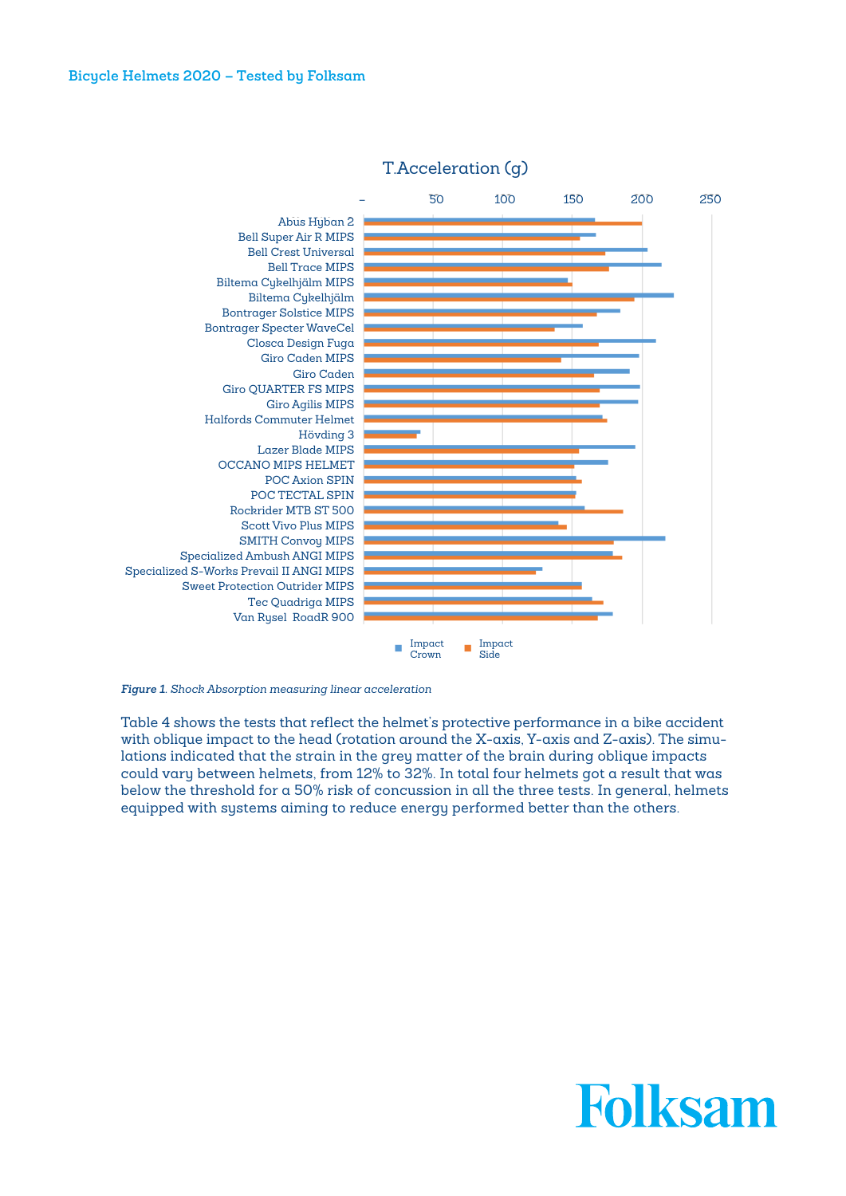T.Acceleration (g)

| Helmet |
| --- |
| Abus Hyban 2 |
| Bell Super Air R MIPS |
| Bell Crest Universal |
| Bell Trace MIPS |
| Biltema Cykelhjälm MIPS |
| Biltema Cykelhjälm |
| Bontrager Solstice MIPS |
| Bontrager Specter WaveCel |
| Closca Design Fuga |
| Giro Caden MIPS |
| Giro Caden |
| Giro QUARTER FS MIPS |
| Giro Agilis MIPS |
| Halfords Commuter Helmet |
| Hövding 3 |
| Lazer Blade MIPS |
| OCCANO MIPS HELMET |
| POC Axion SPIN |
| POC TECTAL SPIN |
| Rockrider MTB ST 500 |
| Scott Vivo Plus MIPS |
| SMITH Convoy MIPS |
| Specialized Ambush ANGI MIPS |
| Specialized S-Works Prevail II ANGI MIPS |
| Sweet Protection Outrider MIPS |
| Tec Quadriga MIPS |
| Van Rysel RoadR 900 |

Impact Crown / Impact Side

*Figure 1. Shock Absorption measuring linear acceleration*

Table 4 shows the tests that reflect the helmet's protective performance in a bike accident with oblique impact to the head (rotation around the X-axis, Y-axis and Z-axis). The simulations indicated that the strain in the grey matter of the brain during oblique impacts could vary between helmets, from 12% to 32%. In total four helmets got a result that was below the threshold for a 50% risk of concussion in all the three tests. In general, helmets equipped with systems aiming to reduce energy performed better than the others.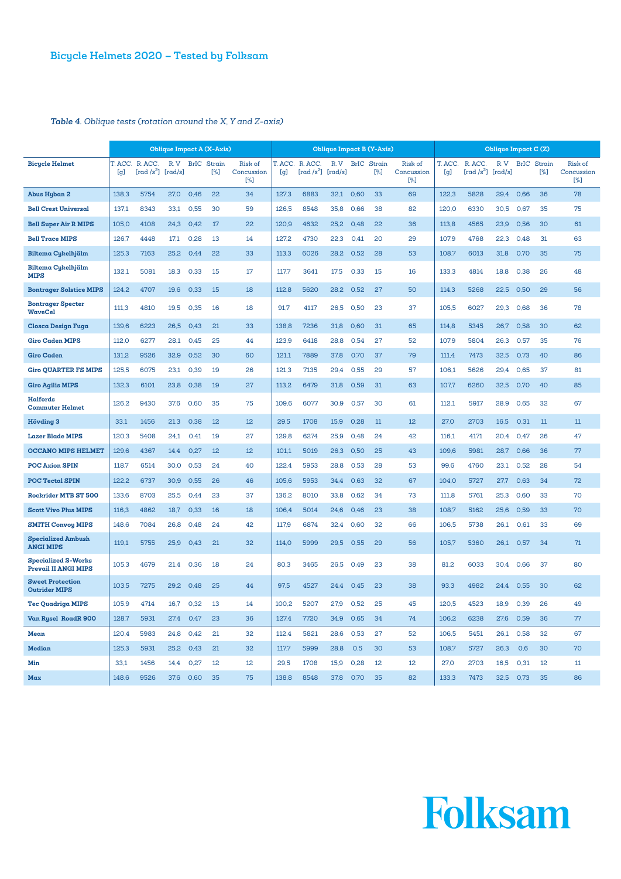# Bicycle Helmets 2020 – Tested by Folksam

***Table 4**. Oblique tests (rotation around the X, Y and Z-axis)*

| Bicycle Helmet | Oblique Impact A (X-Axis) | | | | | | Oblique Impact B (Y-Axis) | | | | | | Oblique Impact C (Z) | | | | | |
|---|---|---|---|---|---|---|---|---|---|---|---|---|---|---|---|---|---|---|
| | T. ACC. [g] | R. ACC. [rad /s$^2$] | R. V [rad/s] | BrIC | Strain [%] | Risk of Concussion [%] | T. ACC. [g] | R. ACC. [rad /s$^2$] | R. V [rad/s] | BrIC | Strain [%] | Risk of Concussion [%] | T. ACC. [g] | R. ACC. [rad /s$^2$] | R. V [rad/s] | BrIC | Strain [%] | Risk of Concussion [%] |
| **Abus Hyban 2** | 138.3 | 5754 | 27.0 | 0.46 | 22 | 34 | 127.3 | 6883 | 32.1 | 0.60 | 33 | 69 | 122.3 | 5828 | 29.4 | 0.66 | 36 | 78 |
| **Bell Crest Universal** | 137.1 | 8343 | 33.1 | 0.55 | 30 | 59 | 126.5 | 8548 | 35.8 | 0.66 | 38 | 82 | 120.0 | 6330 | 30.5 | 0.67 | 35 | 75 |
| **Bell Super Air R MIPS** | 105.0 | 4108 | 24.3 | 0.42 | 17 | 22 | 120.9 | 4632 | 25.2 | 0.48 | 22 | 36 | 113.8 | 4565 | 23.9 | 0.56 | 30 | 61 |
| **Bell Trace MIPS** | 126.7 | 4448 | 17.1 | 0.28 | 13 | 14 | 127.2 | 4730 | 22.3 | 0.41 | 20 | 29 | 107.9 | 4768 | 22.3 | 0.48 | 31 | 63 |
| **Biltema Cykelhjälm** | 125.3 | 7163 | 25.2 | 0.44 | 22 | 33 | 113.3 | 6026 | 28.2 | 0.52 | 28 | 53 | 108.7 | 6013 | 31.8 | 0.70 | 35 | 75 |
| **Biltema Cykelhjälm MIPS** | 132.1 | 5081 | 18.3 | 0.33 | 15 | 17 | 117.7 | 3641 | 17.5 | 0.33 | 15 | 16 | 133.3 | 4814 | 18.8 | 0.38 | 26 | 48 |
| **Bontrager Solstice MIPS** | 124.2 | 4707 | 19.6 | 0.33 | 15 | 18 | 112.8 | 5620 | 28.2 | 0.52 | 27 | 50 | 114.3 | 5268 | 22.5 | 0.50 | 29 | 56 |
| **Bontrager Specter WaveCel** | 111.3 | 4810 | 19.5 | 0.35 | 16 | 18 | 91.7 | 4117 | 26.5 | 0.50 | 23 | 37 | 105.5 | 6027 | 29.3 | 0.68 | 36 | 78 |
| **Closca Design Fuga** | 139.6 | 6223 | 26.5 | 0.43 | 21 | 33 | 138.8 | 7236 | 31.8 | 0.60 | 31 | 65 | 114.8 | 5345 | 26.7 | 0.58 | 30 | 62 |
| **Giro Caden MIPS** | 112.0 | 6277 | 28.1 | 0.45 | 25 | 44 | 123.9 | 6418 | 28.8 | 0.54 | 27 | 52 | 107.9 | 5804 | 26.3 | 0.57 | 35 | 76 |
| **Giro Caden** | 131.2 | 9526 | 32.9 | 0.52 | 30 | 60 | 121.1 | 7889 | 37.8 | 0.70 | 37 | 79 | 111.4 | 7473 | 32.5 | 0.73 | 40 | 86 |
| **Giro QUARTER FS MIPS** | 125.5 | 6075 | 23.1 | 0.39 | 19 | 26 | 121.3 | 7135 | 29.4 | 0.55 | 29 | 57 | 106.1 | 5626 | 29.4 | 0.65 | 37 | 81 |
| **Giro Agilis MIPS** | 132.3 | 6101 | 23.8 | 0.38 | 19 | 27 | 113.2 | 6479 | 31.8 | 0.59 | 31 | 63 | 107.7 | 6260 | 32.5 | 0.70 | 40 | 85 |
| **Halfords Commuter Helmet** | 126.2 | 9430 | 37.6 | 0.60 | 35 | 75 | 109.6 | 6077 | 30.9 | 0.57 | 30 | 61 | 112.1 | 5917 | 28.9 | 0.65 | 32 | 67 |
| **Hövding 3** | 33.1 | 1456 | 21.3 | 0.38 | 12 | 12 | 29.5 | 1708 | 15.9 | 0.28 | 11 | 12 | 27.0 | 2703 | 16.5 | 0.31 | 11 | 11 |
| **Lazer Blade MIPS** | 120.3 | 5408 | 24.1 | 0.41 | 19 | 27 | 129.8 | 6274 | 25.9 | 0.48 | 24 | 42 | 116.1 | 4171 | 20.4 | 0.47 | 26 | 47 |
| **OCCANO MIPS HELMET** | 129.6 | 4367 | 14.4 | 0.27 | 12 | 12 | 101.1 | 5019 | 26.3 | 0.50 | 25 | 43 | 109.6 | 5981 | 28.7 | 0.66 | 36 | 77 |
| **POC Axion SPIN** | 118.7 | 6514 | 30.0 | 0.53 | 24 | 40 | 122.4 | 5953 | 28.8 | 0.53 | 28 | 53 | 99.6 | 4760 | 23.1 | 0.52 | 28 | 54 |
| **POC Tectal SPIN** | 122.2 | 6737 | 30.9 | 0.55 | 26 | 46 | 105.6 | 5953 | 34.4 | 0.63 | 32 | 67 | 104.0 | 5727 | 27.7 | 0.63 | 34 | 72 |
| **Rockrider MTB ST 500** | 133.6 | 8703 | 25.5 | 0.44 | 23 | 37 | 136.2 | 8010 | 33.8 | 0.62 | 34 | 73 | 111.8 | 5761 | 25.3 | 0.60 | 33 | 70 |
| **Scott Vivo Plus MIPS** | 116.3 | 4862 | 18.7 | 0.33 | 16 | 18 | 106.4 | 5014 | 24.6 | 0.46 | 23 | 38 | 108.7 | 5162 | 25.6 | 0.59 | 33 | 70 |
| **SMITH Convoy MIPS** | 148.6 | 7084 | 26.8 | 0.48 | 24 | 42 | 117.9 | 6874 | 32.4 | 0.60 | 32 | 66 | 106.5 | 5738 | 26.1 | 0.61 | 33 | 69 |
| **Specialized Ambush ANGI MIPS** | 119.1 | 5755 | 25.9 | 0.43 | 21 | 32 | 114.0 | 5999 | 29.5 | 0.55 | 29 | 56 | 105.7 | 5360 | 26.1 | 0.57 | 34 | 71 |
| **Specialized S-Works Prevail II ANGI MIPS** | 105.3 | 4679 | 21.4 | 0.36 | 18 | 24 | 80.3 | 3465 | 26.5 | 0.49 | 23 | 38 | 81.2 | 6033 | 30.4 | 0.66 | 37 | 80 |
| **Sweet Protection Outrider MIPS** | 103.5 | 7275 | 29.2 | 0.48 | 25 | 44 | 97.5 | 4527 | 24.4 | 0.45 | 23 | 38 | 93.3 | 4982 | 24.4 | 0.55 | 30 | 62 |
| **Tec Quadriga MIPS** | 105.9 | 4714 | 16.7 | 0.32 | 13 | 14 | 100.2 | 5207 | 27.9 | 0.52 | 25 | 45 | 120.5 | 4523 | 18.9 | 0.39 | 26 | 49 |
| **Van Rysel RoadR 900** | 128.7 | 5931 | 27.4 | 0.47 | 23 | 36 | 127.4 | 7720 | 34.9 | 0.65 | 34 | 74 | 106.2 | 6238 | 27.6 | 0.59 | 36 | 77 |
| **Mean** | 120.4 | 5983 | 24.8 | 0.42 | 21 | 32 | 112.4 | 5821 | 28.6 | 0.53 | 27 | 52 | 106.5 | 5451 | 26.1 | 0.58 | 32 | 67 |
| **Median** | 125.3 | 5931 | 25.2 | 0.43 | 21 | 32 | 117.7 | 5999 | 28.8 | 0,5 | 30 | 53 | 108.7 | 5727 | 26.3 | 0.6 | 30 | 70 |
| **Min** | 33.1 | 1456 | 14.4 | 0,27 | 12 | 12 | 29.5 | 1708 | 15.9 | 0.28 | 12 | 12 | 27.0 | 2703 | 16.5 | 0.31 | 12 | 11 |
| **Max** | 148.6 | 9526 | 37.6 | 0.60 | 35 | 75 | 138.8 | 8548 | 37.8 | 0.70 | 35 | 82 | 133.3 | 7473 | 32.5 | 0.73 | 35 | 86 |

Folksam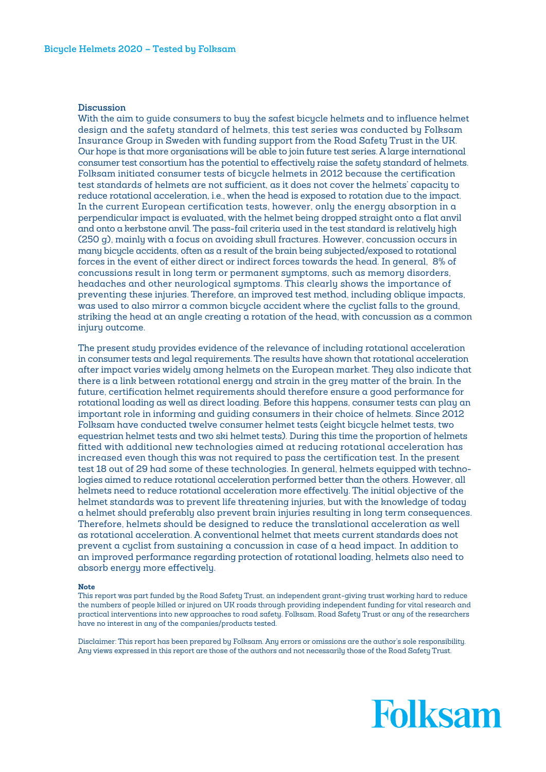## Discussion

With the aim to guide consumers to buy the safest bicycle helmets and to influence helmet design and the safety standard of helmets, this test series was conducted by Folksam Insurance Group in Sweden with funding support from the Road Safety Trust in the UK. Our hope is that more organisations will be able to join future test series. A large international consumer test consortium has the potential to effectively raise the safety standard of helmets. Folksam initiated consumer tests of bicycle helmets in 2012 because the certification test standards of helmets are not sufficient, as it does not cover the helmets' capacity to reduce rotational acceleration, i.e., when the head is exposed to rotation due to the impact. In the current European certification tests, however, only the energy absorption in a perpendicular impact is evaluated, with the helmet being dropped straight onto a flat anvil and onto a kerbstone anvil. The pass-fail criteria used in the test standard is relatively high (250 g), mainly with a focus on avoiding skull fractures. However, concussion occurs in many bicycle accidents, often as a result of the brain being subjected/exposed to rotational forces in the event of either direct or indirect forces towards the head. In general, 8% of concussions result in long term or permanent symptoms, such as memory disorders, headaches and other neurological symptoms. This clearly shows the importance of preventing these injuries. Therefore, an improved test method, including oblique impacts, was used to also mirror a common bicycle accident where the cyclist falls to the ground, striking the head at an angle creating a rotation of the head, with concussion as a common injury outcome.

The present study provides evidence of the relevance of including rotational acceleration in consumer tests and legal requirements. The results have shown that rotational acceleration after impact varies widely among helmets on the European market. They also indicate that there is a link between rotational energy and strain in the grey matter of the brain. In the future, certification helmet requirements should therefore ensure a good performance for rotational loading as well as direct loading. Before this happens, consumer tests can play an important role in informing and guiding consumers in their choice of helmets. Since 2012 Folksam have conducted twelve consumer helmet tests (eight bicycle helmet tests, two equestrian helmet tests and two ski helmet tests). During this time the proportion of helmets fitted with additional new technologies aimed at reducing rotational acceleration has increased even though this was not required to pass the certification test. In the present test 18 out of 29 had some of these technologies. In general, helmets equipped with technologies aimed to reduce rotational acceleration performed better than the others. However, all helmets need to reduce rotational acceleration more effectively. The initial objective of the helmet standards was to prevent life threatening injuries, but with the knowledge of today a helmet should preferably also prevent brain injuries resulting in long term consequences. Therefore, helmets should be designed to reduce the translational acceleration as well as rotational acceleration. A conventional helmet that meets current standards does not prevent a cyclist from sustaining a concussion in case of a head impact. In addition to an improved performance regarding protection of rotational loading, helmets also need to absorb energy more effectively.

**Note**

This report was part funded by the Road Safety Trust, an independent grant-giving trust working hard to reduce the numbers of people killed or injured on UK roads through providing independent funding for vital research and practical interventions into new approaches to road safety. Folksam, Road Safety Trust or any of the researchers have no interest in any of the companies/products tested.

Disclaimer: This report has been prepared by Folksam. Any errors or omissions are the author's sole responsibility. Any views expressed in this report are those of the authors and not necessarily those of the Road Safety Trust.

Folksam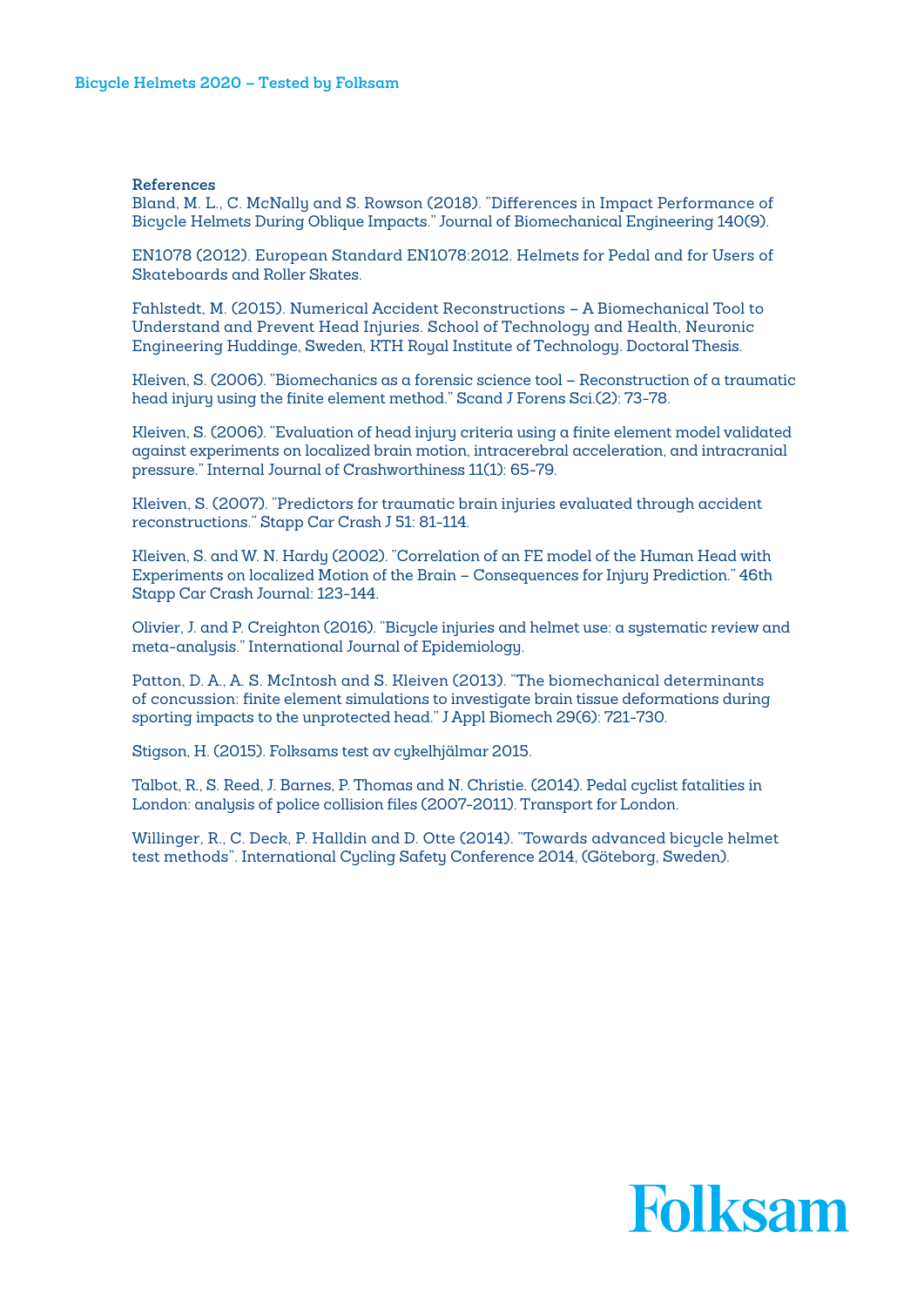**References**

Bland, M. L., C. McNally and S. Rowson (2018). "Differences in Impact Performance of Bicycle Helmets During Oblique Impacts." Journal of Biomechanical Engineering 140(9).

EN1078 (2012). European Standard EN1078:2012. Helmets for Pedal and for Users of Skateboards and Roller Skates.

Fahlstedt, M. (2015). Numerical Accident Reconstructions – A Biomechanical Tool to Understand and Prevent Head Injuries. School of Technology and Health, Neuronic Engineering Huddinge, Sweden, KTH Royal Institute of Technology. Doctoral Thesis.

Kleiven, S. (2006). "Biomechanics as a forensic science tool – Reconstruction of a traumatic head injury using the finite element method." Scand J Forens Sci.(2): 73-78.

Kleiven, S. (2006). "Evaluation of head injury criteria using a finite element model validated against experiments on localized brain motion, intracerebral acceleration, and intracranial pressure." Internal Journal of Crashworthiness 11(1): 65-79.

Kleiven, S. (2007). "Predictors for traumatic brain injuries evaluated through accident reconstructions." Stapp Car Crash J 51: 81-114.

Kleiven, S. and W. N. Hardy (2002). "Correlation of an FE model of the Human Head with Experiments on localized Motion of the Brain – Consequences for Injury Prediction." 46th Stapp Car Crash Journal: 123-144.

Olivier, J. and P. Creighton (2016). "Bicycle injuries and helmet use: a systematic review and meta-analysis." International Journal of Epidemiology.

Patton, D. A., A. S. McIntosh and S. Kleiven (2013). "The biomechanical determinants of concussion: finite element simulations to investigate brain tissue deformations during sporting impacts to the unprotected head." J Appl Biomech 29(6): 721-730.

Stigson, H. (2015). Folksams test av cykelhjälmar 2015.

Talbot, R., S. Reed, J. Barnes, P. Thomas and N. Christie. (2014). Pedal cyclist fatalities in London: analysis of police collision files (2007-2011). Transport for London.

Willinger, R., C. Deck, P. Halldin and D. Otte (2014). "Towards advanced bicycle helmet test methods". International Cycling Safety Conference 2014, (Göteborg, Sweden).

Folksam